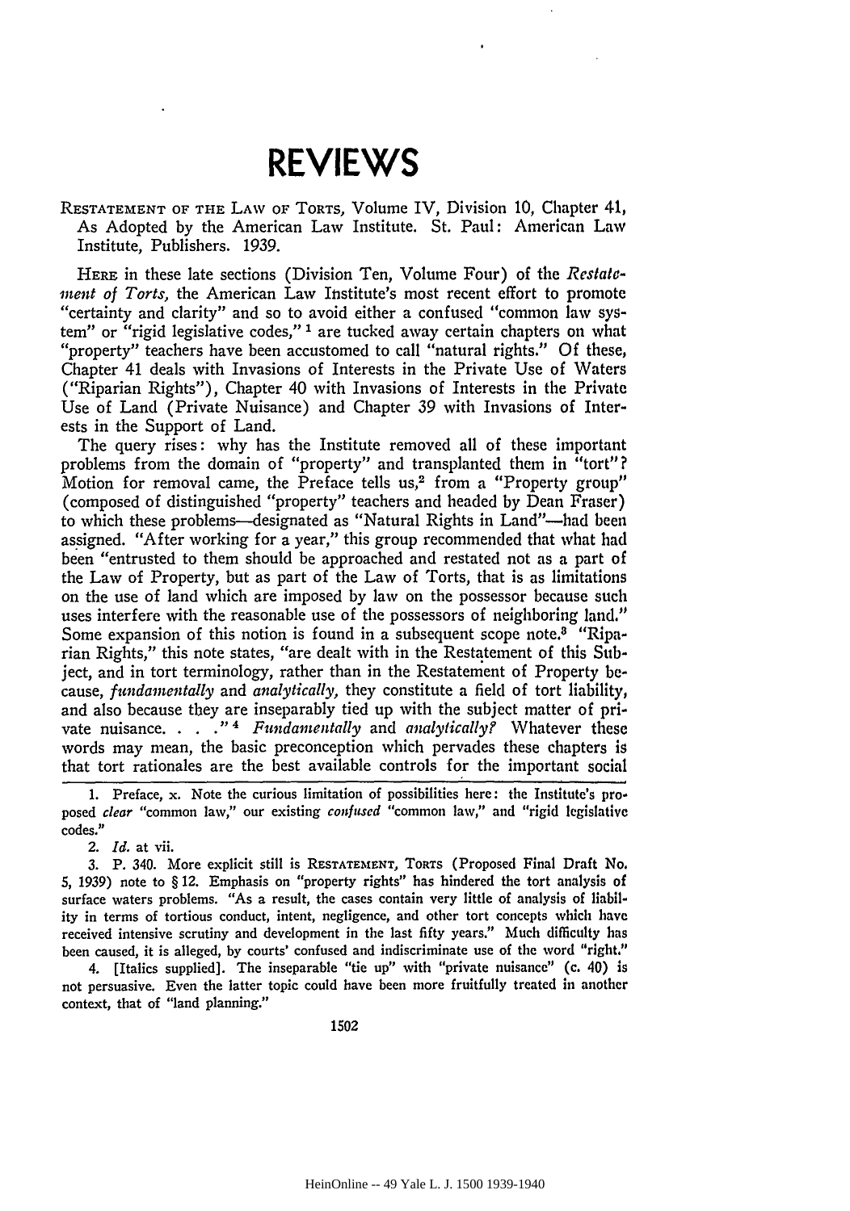# REVIEWS

RESTATEMENT OF THE LAW OF TORTS, Volume IV, Division 10, Chapter 41, As Adopted by the American Law Institute. St. Paul: American Law Institute, Publishers. 1939.

HERE in these late sections (Division Ten, Volume Four) of the *Restatement of Torts,* the American Law Institute's most recent effort to promote "certainty and clarity" and so to avoid either a confused "common law system" or "rigid legislative codes," [1] are tucked away certain chapters on what "property" teachers have been accustomed to call "natural rights." Of these, Chapter 41 deals with Invasions of Interests in the Private Use of Waters ("Riparian Rights"), Chapter 40 with Invasions of Interests in the Private Use of Land (Private Nuisance) and Chapter 39 with Invasions of Interests in the Support of Land.

The query rises: why has the Institute removed all of these important problems from the domain of "property" and transplanted them in "tort"? Motion for removal came, the Preface tells us,[2] from a "Property group" (composed of distinguished "property" teachers and headed by Dean Fraser) to which these problems—designated as "Natural Rights in Land"—had been assigned. "After working for a year," this group recommended that what had been "entrusted to them should be approached and restated not as a part of the Law of Property, but as part of the Law of Torts, that is as limitations on the use of land which are imposed by law on the possessor because such uses interfere with the reasonable use of the possessors of neighboring land." Some expansion of this notion is found in a subsequent scope note.[3] "Riparian Rights," this note states, "are dealt with in the Restatement of this Subject, and in tort terminology, rather than in the Restatement of Property because, *fundamentally* and *analytically,* they constitute a field of tort liability, and also because they are inseparably tied up with the subject matter of private nuisance. . . ." [4] *Fundamentally* and *analytically?* Whatever these words may mean, the basic preconception which pervades these chapters is that tort rationales are the best available controls for the important social

1. Preface, x. Note the curious limitation of possibilities here: the Institute's proposed *clear* "common law," our existing *confused* "common law," and "rigid legislative codes."

2. *Id.* at vii.

3. P. 340. More explicit still is RESTATEMENT, TORTS (Proposed Final Draft No. 5, 1939) note to § 12. Emphasis on "property rights" has hindered the tort analysis of surface waters problems. "As a result, the cases contain very little of analysis of liability in terms of tortious conduct, intent, negligence, and other tort concepts which have received intensive scrutiny and development in the last fifty years." Much difficulty has been caused, it is alleged, by courts' confused and indiscriminate use of the word "right."

4. [Italics supplied]. The inseparable "tie up" with "private nuisance" (c. 40) is not persuasive. Even the latter topic could have been more fruitfully treated in another context, that of "land planning."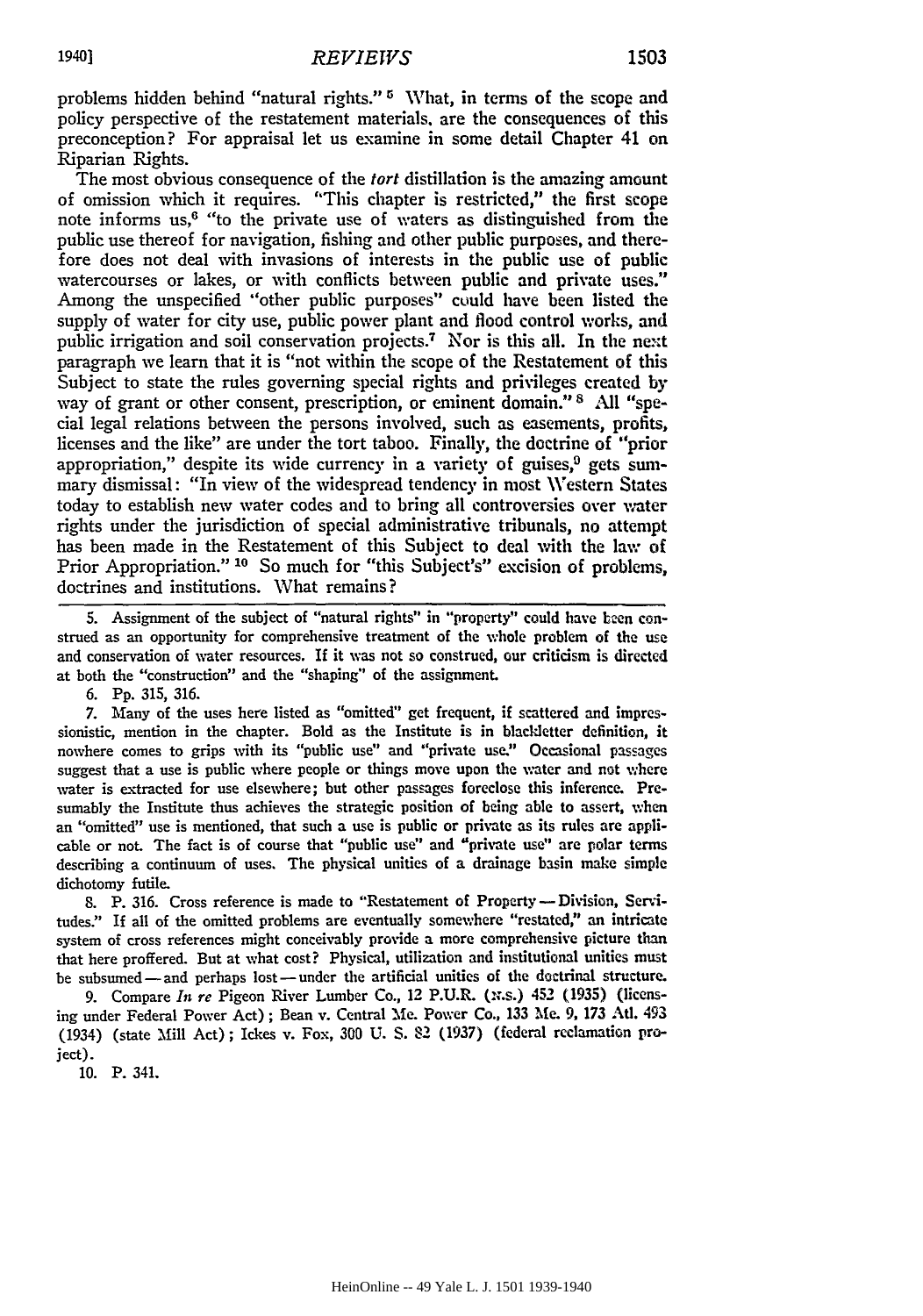problems hidden behind "natural rights." [5] What, in terms of the scope and policy perspective of the restatement materials, are the consequences of this preconception? For appraisal let us examine in some detail Chapter 41 on Riparian Rights.

The most obvious consequence of the *tort* distillation is the amazing amount of omission which it requires. "This chapter is restricted," the first scope note informs us,[6] "to the private use of waters as distinguished from the public use thereof for navigation, fishing and other public purposes, and therefore does not deal with invasions of interests in the public use of public watercourses or lakes, or with conflicts between public and private uses." Among the unspecified "other public purposes" could have been listed the supply of water for city use, public power plant and flood control works, and public irrigation and soil conservation projects.[7] Nor is this all. In the next paragraph we learn that it is "not within the scope of the Restatement of this Subject to state the rules governing special rights and privileges created by way of grant or other consent, prescription, or eminent domain." [8] All "special legal relations between the persons involved, such as easements, profits, licenses and the like" are under the tort taboo. Finally, the doctrine of "prior appropriation," despite its wide currency in a variety of guises,[9] gets summary dismissal: "In view of the widespread tendency in most Western States today to establish new water codes and to bring all controversies over water rights under the jurisdiction of special administrative tribunals, no attempt has been made in the Restatement of this Subject to deal with the law of Prior Appropriation." [10] So much for "this Subject's" excision of problems, doctrines and institutions. What remains?

---

5. Assignment of the subject of "natural rights" in "property" could have been construed as an opportunity for comprehensive treatment of the whole problem of the use and conservation of water resources. If it was not so construed, our criticism is directed at both the "construction" and the "shaping" of the assignment.

6. Pp. 315, 316.

7. Many of the uses here listed as "omitted" get frequent, if scattered and impressionistic, mention in the chapter. Bold as the Institute is in blackletter definition, it nowhere comes to grips with its "public use" and "private use." Occasional passages suggest that a use is public where people or things move upon the water and not where water is extracted for use elsewhere; but other passages foreclose this inference. Presumably the Institute thus achieves the strategic position of being able to assert, when an "omitted" use is mentioned, that such a use is public or private as its rules are applicable or not. The fact is of course that "public use" and "private use" are polar terms describing a continuum of uses. The physical unities of a drainage basin make simple dichotomy futile.

8. P. 316. Cross reference is made to "Restatement of Property — Division, Servitudes." If all of the omitted problems are eventually somewhere "restated," an intricate system of cross references might conceivably provide a more comprehensive picture than that here proffered. But at what cost? Physical, utilization and institutional unities must be subsumed — and perhaps lost — under the artificial unities of the doctrinal structure.

9. Compare *In re* Pigeon River Lumber Co., 12 P.U.R. (N.S.) 452 (1935) (licensing under Federal Power Act); Bean v. Central Me. Power Co., 133 Me. 9, 173 Atl. 493 (1934) (state Mill Act); Ickes v. Fox, 300 U. S. 82 (1937) (federal reclamation project).

10. P. 341.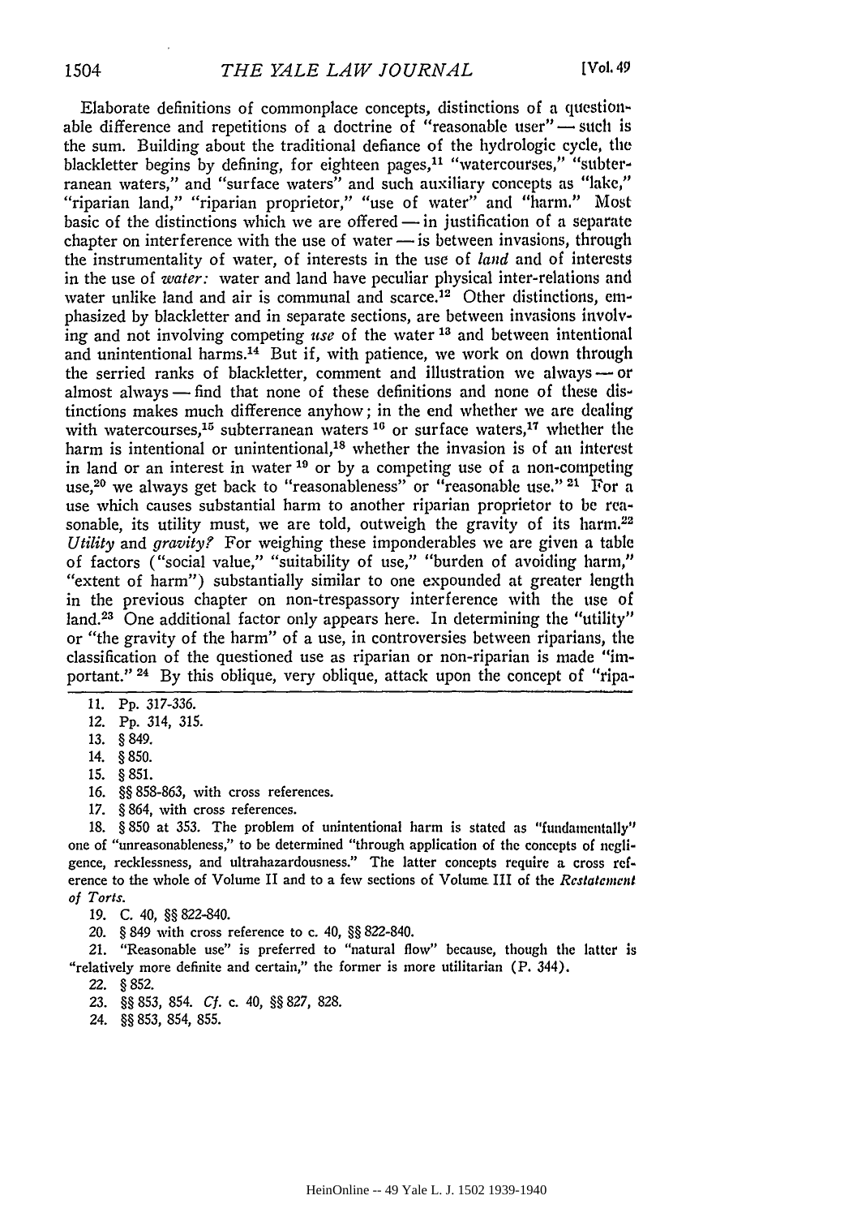Elaborate definitions of commonplace concepts, distinctions of a questionable difference and repetitions of a doctrine of "reasonable user" — such is the sum. Building about the traditional defiance of the hydrologic cycle, the blackletter begins by defining, for eighteen pages,[11] "watercourses," "subterranean waters," and "surface waters" and such auxiliary concepts as "lake," "riparian land," "riparian proprietor," "use of water" and "harm." Most basic of the distinctions which we are offered — in justification of a separate chapter on interference with the use of water — is between invasions, through the instrumentality of water, of interests in the use of *land* and of interests in the use of *water:* water and land have peculiar physical inter-relations and water unlike land and air is communal and scarce.[12] Other distinctions, emphasized by blackletter and in separate sections, are between invasions involving and not involving competing *use* of the water [13] and between intentional and unintentional harms.[14] But if, with patience, we work on down through the serried ranks of blackletter, comment and illustration we always — or almost always — find that none of these definitions and none of these distinctions makes much difference anyhow; in the end whether we are dealing with watercourses,[15] subterranean waters [16] or surface waters,[17] whether the harm is intentional or unintentional,[18] whether the invasion is of an interest in land or an interest in water [19] or by a competing use of a non-competing use,[20] we always get back to "reasonableness" or "reasonable use." [21] For a use which causes substantial harm to another riparian proprietor to be reasonable, its utility must, we are told, outweigh the gravity of its harm.[22] *Utility* and *gravity?* For weighing these imponderables we are given a table of factors ("social value," "suitability of use," "burden of avoiding harm," "extent of harm") substantially similar to one expounded at greater length in the previous chapter on non-trespassory interference with the use of land.[23] One additional factor only appears here. In determining the "utility" or "the gravity of the harm" of a use, in controversies between riparians, the classification of the questioned use as riparian or non-riparian is made "important." [24] By this oblique, very oblique, attack upon the concept of "ripa-

---

11. Pp. 317-336.

12. Pp. 314, 315.

13. § 849.

14. § 850.

15. § 851.

16. §§ 858-863, with cross references.

17. § 864, with cross references.

18. § 850 at 353. The problem of unintentional harm is stated as "fundamentally" one of "unreasonableness," to be determined "through application of the concepts of negligence, recklessness, and ultrahazardousness." The latter concepts require a cross reference to the whole of Volume II and to a few sections of Volume III of the *Restatement of Torts*.

19. C. 40, §§ 822-840.

20. § 849 with cross reference to c. 40, §§ 822-840.

21. "Reasonable use" is preferred to "natural flow" because, though the latter is "relatively more definite and certain," the former is more utilitarian (P. 344).

22. § 852.

23. §§ 853, 854. *Cf.* c. 40, §§ 827, 828.

24. §§ 853, 854, 855.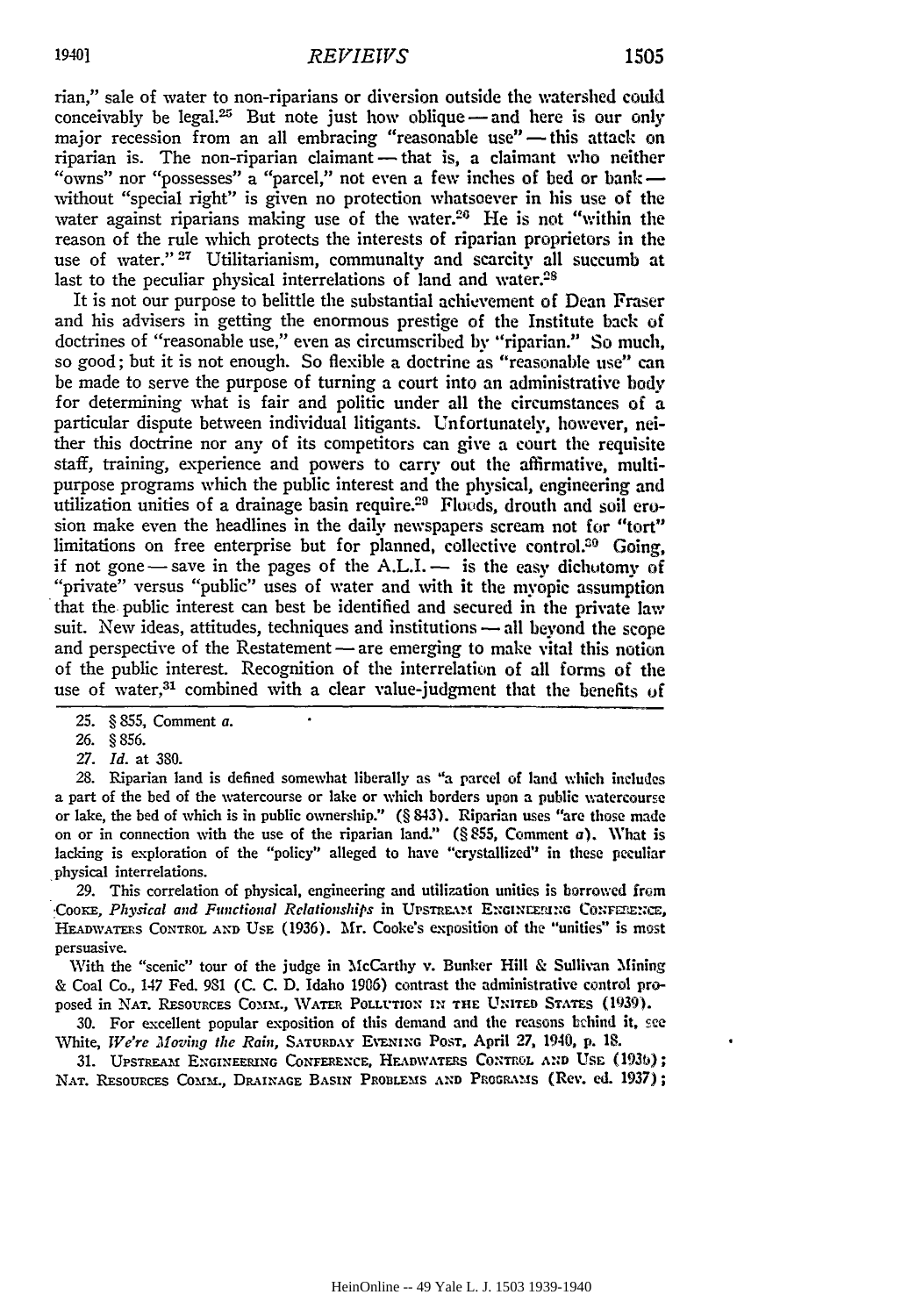rian," sale of water to non-riparians or diversion outside the watershed could conceivably be legal.[25] But note just how oblique — and here is our only major recession from an all embracing "reasonable use" — this attack on riparian is. The non-riparian claimant — that is, a claimant who neither "owns" nor "possesses" a "parcel," not even a few inches of bed or bank — without "special right" is given no protection whatsoever in his use of the water against riparians making use of the water.[26] He is not "within the reason of the rule which protects the interests of riparian proprietors in the use of water."[27] Utilitarianism, communalty and scarcity all succumb at last to the peculiar physical interrelations of land and water.[28]

It is not our purpose to belittle the substantial achievement of Dean Fraser and his advisers in getting the enormous prestige of the Institute back of doctrines of "reasonable use," even as circumscribed by "riparian." So much, so good; but it is not enough. So flexible a doctrine as "reasonable use" can be made to serve the purpose of turning a court into an administrative body for determining what is fair and politic under all the circumstances of a particular dispute between individual litigants. Unfortunately, however, neither this doctrine nor any of its competitors can give a court the requisite staff, training, experience and powers to carry out the affirmative, multi-purpose programs which the public interest and the physical, engineering and utilization unities of a drainage basin require.[29] Floods, drouth and soil erosion make even the headlines in the daily newspapers scream not for "tort" limitations on free enterprise but for planned, collective control.[30] Going, if not gone — save in the pages of the A.L.I. — is the easy dichotomy of "private" versus "public" uses of water and with it the myopic assumption that the public interest can best be identified and secured in the private law suit. New ideas, attitudes, techniques and institutions — all beyond the scope and perspective of the Restatement — are emerging to make vital this notion of the public interest. Recognition of the interrelation of all forms of the use of water,[31] combined with a clear value-judgment that the benefits of

---

25. § 855, Comment *a*.

26. § 856.

27. *Id.* at 380.

28. Riparian land is defined somewhat liberally as "a parcel of land which includes a part of the bed of the watercourse or lake or which borders upon a public watercourse or lake, the bed of which is in public ownership." (§ 843). Riparian uses "are those made on or in connection with the use of the riparian land." (§ 855, Comment *a*). What is lacking is exploration of the "policy" alleged to have "crystallized" in these peculiar physical interrelations.

29. This correlation of physical, engineering and utilization unities is borrowed from COOKE, *Physical and Functional Relationships* in UPSTREAM ENGINEERING CONFERENCE, HEADWATERS CONTROL AND USE (1936). Mr. Cooke's exposition of the "unities" is most persuasive.

With the "scenic" tour of the judge in McCarthy v. Bunker Hill & Sullivan Mining & Coal Co., 147 Fed. 981 (C. C. D. Idaho 1906) contrast the administrative control proposed in NAT. RESOURCES COMM., WATER POLLUTION IN THE UNITED STATES (1939).

30. For excellent popular exposition of this demand and the reasons behind it, see White, *We're Moving the Rain*, SATURDAY EVENING POST, April 27, 1940, p. 18.

31. UPSTREAM ENGINEERING CONFERENCE, HEADWATERS CONTROL AND USE (1936); NAT. RESOURCES COMM., DRAINAGE BASIN PROBLEMS AND PROGRAMS (Rev. ed. 1937);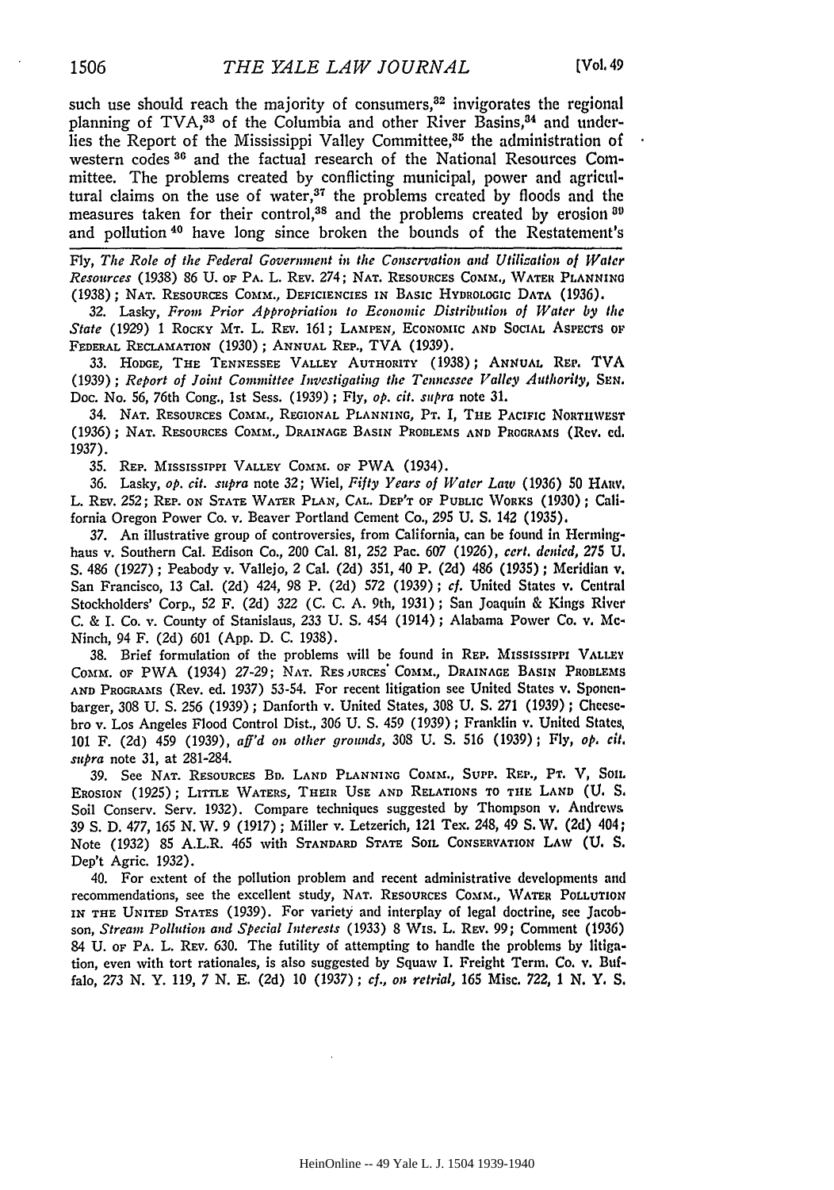such use should reach the majority of consumers,[32] invigorates the regional planning of TVA,[33] of the Columbia and other River Basins,[34] and underlies the Report of the Mississippi Valley Committee,[35] the administration of western codes [36] and the factual research of the National Resources Committee. The problems created by conflicting municipal, power and agricultural claims on the use of water,[37] the problems created by floods and the measures taken for their control,[38] and the problems created by erosion [39] and pollution [40] have long since broken the bounds of the Restatement's

---

Fly, *The Role of the Federal Government in the Conservation and Utilization of Water Resources* (1938) 86 U. OF PA. L. REV. 274; NAT. RESOURCES COMM., WATER PLANNING (1938); NAT. RESOURCES COMM., DEFICIENCIES IN BASIC HYDROLOGIC DATA (1936).

32. Lasky, *From Prior Appropriation to Economic Distribution of Water by the State* (1929) 1 ROCKY MT. L. REV. 161; LAMPEN, ECONOMIC AND SOCIAL ASPECTS OF FEDERAL RECLAMATION (1930); ANNUAL REP., TVA (1939).

33. HODGE, THE TENNESSEE VALLEY AUTHORITY (1938); ANNUAL REP. TVA (1939); *Report of Joint Committee Investigating the Tennessee Valley Authority*, SEN. Doc. No. 56, 76th Cong., 1st Sess. (1939); Fly, *op. cit. supra* note 31.

34. NAT. RESOURCES COMM., REGIONAL PLANNING, PT. I, THE PACIFIC NORTHWEST (1936); NAT. RESOURCES COMM., DRAINAGE BASIN PROBLEMS AND PROGRAMS (Rev. ed. 1937).

35. REP. MISSISSIPPI VALLEY COMM. OF PWA (1934).

36. Lasky, *op. cit. supra* note 32; Wiel, *Fifty Years of Water Law* (1936) 50 HARV. L. REV. 252; REP. ON STATE WATER PLAN, CAL. DEP'T OF PUBLIC WORKS (1930); California Oregon Power Co. v. Beaver Portland Cement Co., 295 U. S. 142 (1935).

37. An illustrative group of controversies, from California, can be found in Herminghaus v. Southern Cal. Edison Co., 200 Cal. 81, 252 Pac. 607 (1926), *cert. denied*, 275 U. S. 486 (1927); Peabody v. Vallejo, 2 Cal. (2d) 351, 40 P. (2d) 486 (1935); Meridian v. San Francisco, 13 Cal. (2d) 424, 98 P. (2d) 572 (1939); *cf.* United States v. Central Stockholders' Corp., 52 F. (2d) 322 (C. C. A. 9th, 1931); San Joaquin & Kings River C. & I. Co. v. County of Stanislaus, 233 U. S. 454 (1914); Alabama Power Co. v. McNinch, 94 F. (2d) 601 (App. D. C. 1938).

38. Brief formulation of the problems will be found in REP. MISSISSIPPI VALLEY COMM. OF PWA (1934) 27-29; NAT. RESOURCES COMM., DRAINAGE BASIN PROBLEMS AND PROGRAMS (Rev. ed. 1937) 53-54. For recent litigation see United States v. Sponenbarger, 308 U. S. 256 (1939); Danforth v. United States, 308 U. S. 271 (1939); Cheesebro v. Los Angeles Flood Control Dist., 306 U. S. 459 (1939); Franklin v. United States, 101 F. (2d) 459 (1939), *aff'd on other grounds*, 308 U. S. 516 (1939); Fly, *op. cit. supra* note 31, at 281-284.

39. See NAT. RESOURCES BD. LAND PLANNING COMM., SUPP. REP., PT. V, SOIL EROSION (1925); LITTLE WATERS, THEIR USE AND RELATIONS TO THE LAND (U. S. Soil Conserv. Serv. 1932). Compare techniques suggested by Thompson v. Andrews 39 S. D. 477, 165 N. W. 9 (1917); Miller v. Letzerich, 121 Tex. 248, 49 S. W. (2d) 404; Note (1932) 85 A.L.R. 465 with STANDARD STATE SOIL CONSERVATION LAW (U. S. Dep't Agric. 1932).

40. For extent of the pollution problem and recent administrative developments and recommendations, see the excellent study, NAT. RESOURCES COMM., WATER POLLUTION IN THE UNITED STATES (1939). For variety and interplay of legal doctrine, see Jacobson, *Stream Pollution and Special Interests* (1933) 8 WIS. L. REV. 99; Comment (1936) 84 U. OF PA. L. REV. 630. The futility of attempting to handle the problems by litigation, even with tort rationales, is also suggested by Squaw I. Freight Term. Co. v. Buffalo, 273 N. Y. 119, 7 N. E. (2d) 10 (1937); *cf., on retrial*, 165 Misc. 722, 1 N. Y. S.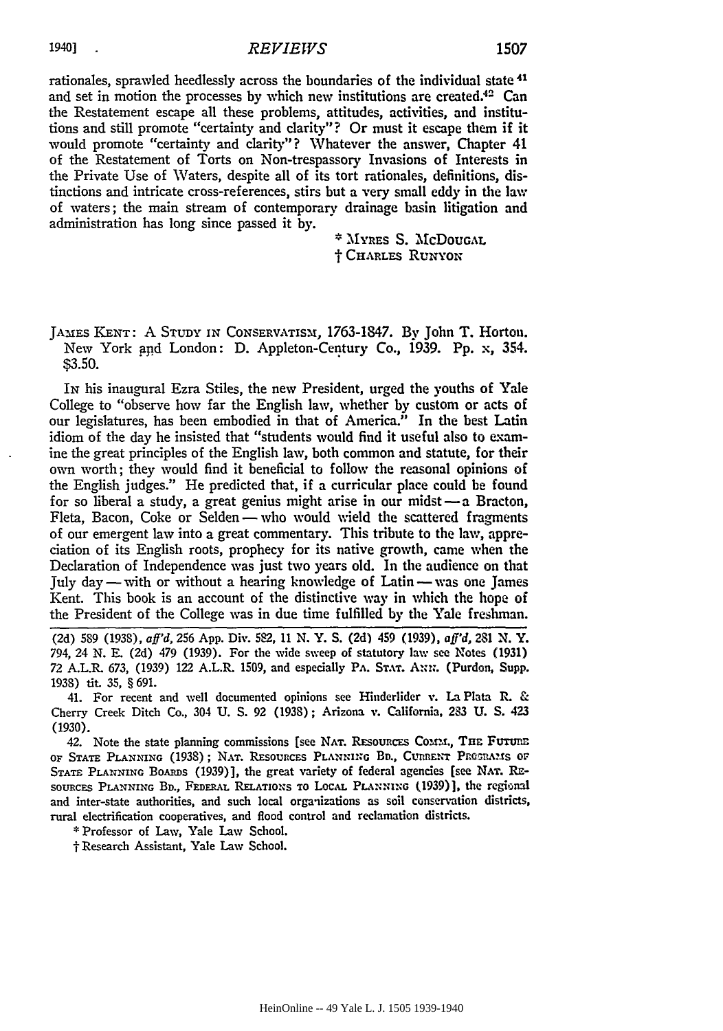rationales, sprawled heedlessly across the boundaries of the individual state[41] and set in motion the processes by which new institutions are created.[42] Can the Restatement escape all these problems, attitudes, activities, and institutions and still promote "certainty and clarity"? Or must it escape them if it would promote "certainty and clarity"? Whatever the answer, Chapter 41 of the Restatement of Torts on Non-trespassory Invasions of Interests in the Private Use of Waters, despite all of its tort rationales, definitions, distinctions and intricate cross-references, stirs but a very small eddy in the law of waters; the main stream of contemporary drainage basin litigation and administration has long since passed it by.

\* MYRES S. McDOUGAL
† CHARLES RUNYON

JAMES KENT: A STUDY IN CONSERVATISM, 1763-1847. By John T. Horton. New York and London: D. Appleton-Century Co., 1939. Pp. x, 354. $3.50.

IN his inaugural Ezra Stiles, the new President, urged the youths of Yale College to "observe how far the English law, whether by custom or acts of our legislatures, has been embodied in that of America." In the best Latin idiom of the day he insisted that "students would find it useful also to examine the great principles of the English law, both common and statute, for their own worth; they would find it beneficial to follow the reasonal opinions of the English judges." He predicted that, if a curricular place could be found for so liberal a study, a great genius might arise in our midst — a Bracton, Fleta, Bacon, Coke or Selden — who would wield the scattered fragments of our emergent law into a great commentary. This tribute to the law, appreciation of its English roots, prophecy for its native growth, came when the Declaration of Independence was just two years old. In the audience on that July day — with or without a hearing knowledge of Latin — was one James Kent. This book is an account of the distinctive way in which the hope of the President of the College was in due time fulfilled by the Yale freshman.

(2d) 589 (1938), *aff'd*, 256 App. Div. 582, 11 N. Y. S. (2d) 459 (1939), *aff'd*, 281 N. Y. 794, 24 N. E. (2d) 479 (1939). For the wide sweep of statutory law see Notes (1931) 72 A.L.R. 673, (1939) 122 A.L.R. 1509, and especially PA. STAT. ANN. (Purdon, Supp. 1938) tit. 35, § 691.

41. For recent and well documented opinions see Hinderlider v. La Plata R. & Cherry Creek Ditch Co., 304 U. S. 92 (1938); Arizona v. California, 283 U. S. 423 (1930).

42. Note the state planning commissions [see NAT. RESOURCES COMM., THE FUTURE OF STATE PLANNING (1938); NAT. RESOURCES PLANNING BD., CURRENT PROGRAMS OF STATE PLANNING BOARDS (1939)], the great variety of federal agencies [see NAT. RESOURCES PLANNING BD., FEDERAL RELATIONS TO LOCAL PLANNING (1939)], the regional and inter-state authorities, and such local organizations as soil conservation districts, rural electrification cooperatives, and flood control and reclamation districts.

\* Professor of Law, Yale Law School.

† Research Assistant, Yale Law School.